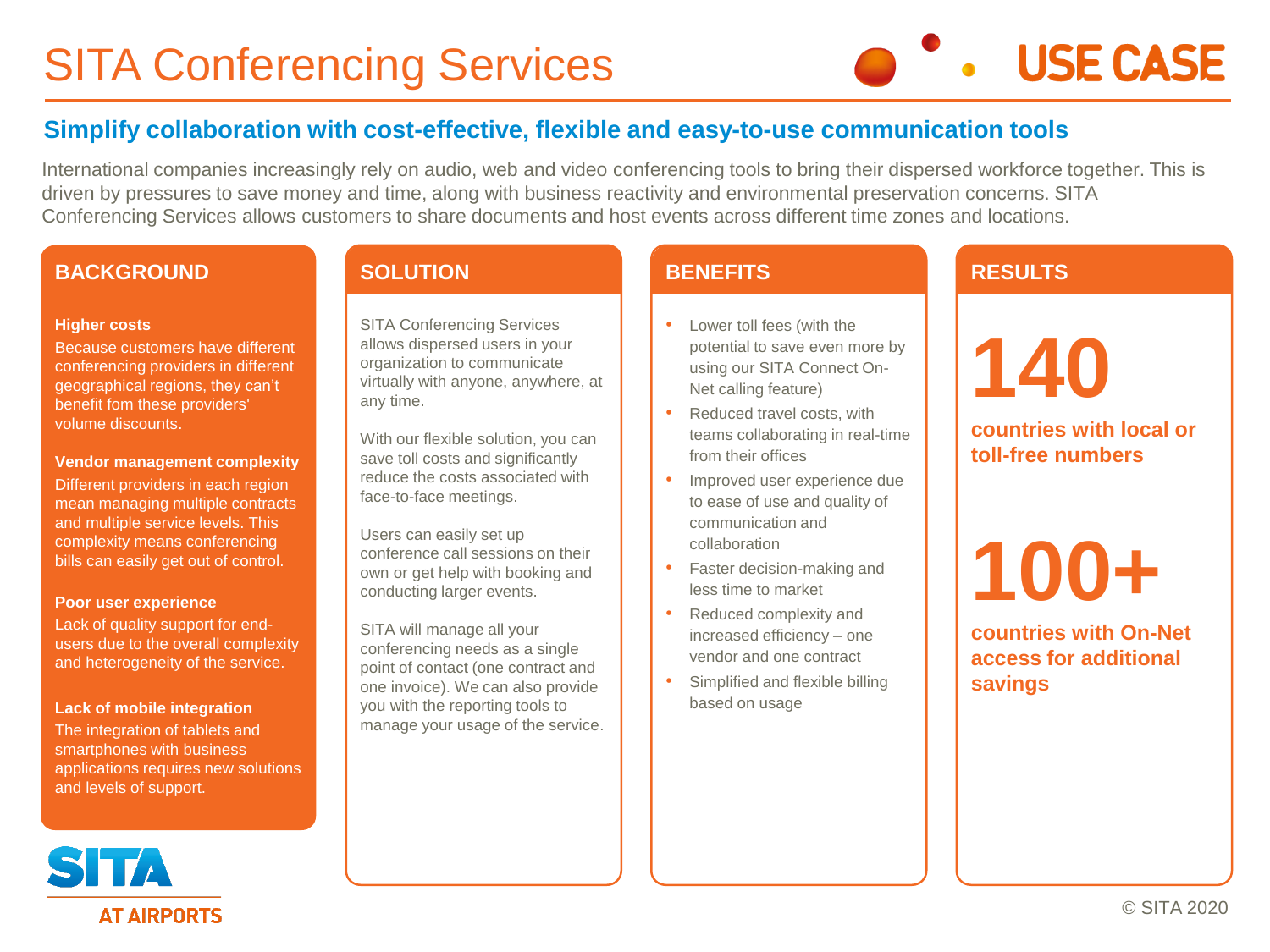# SITA Conferencing Services

USE CASE

## Simplify collaboration with cost-effective, flexible and easy-to-use communication tools

International companies increasingly rely on audio, web and video conferencing tools to bring their dispersed workforce together. This is driven by pressures to save money and time, along with business reactivity and environmental preservation concerns. SITA Conferencing Services allows customers to share documents and host events across different time zones and locations.

### BACKGROUND

**Higher costs**
Because customers have different conferencing providers in different geographical regions, they can't benefit fom these providers' volume discounts.

**Vendor management complexity**
Different providers in each region mean managing multiple contracts and multiple service levels. This complexity means conferencing bills can easily get out of control.

**Poor user experience**
Lack of quality support for end-users due to the overall complexity and heterogeneity of the service.

**Lack of mobile integration**
The integration of tablets and smartphones with business applications requires new solutions and levels of support.

### SOLUTION

SITA Conferencing Services allows dispersed users in your organization to communicate virtually with anyone, anywhere, at any time.

With our flexible solution, you can save toll costs and significantly reduce the costs associated with face-to-face meetings.

Users can easily set up conference call sessions on their own or get help with booking and conducting larger events.

SITA will manage all your conferencing needs as a single point of contact (one contract and one invoice). We can also provide you with the reporting tools to manage your usage of the service.

### BENEFITS

- Lower toll fees (with the potential to save even more by using our SITA Connect On-Net calling feature)
- Reduced travel costs, with teams collaborating in real-time from their offices
- Improved user experience due to ease of use and quality of communication and collaboration
- Faster decision-making and less time to market
- Reduced complexity and increased efficiency – one vendor and one contract
- Simplified and flexible billing based on usage

### RESULTS

**140**
**countries with local or toll-free numbers**

**100+**
**countries with On-Net access for additional savings**

SITA AT AIRPORTS

© SITA 2020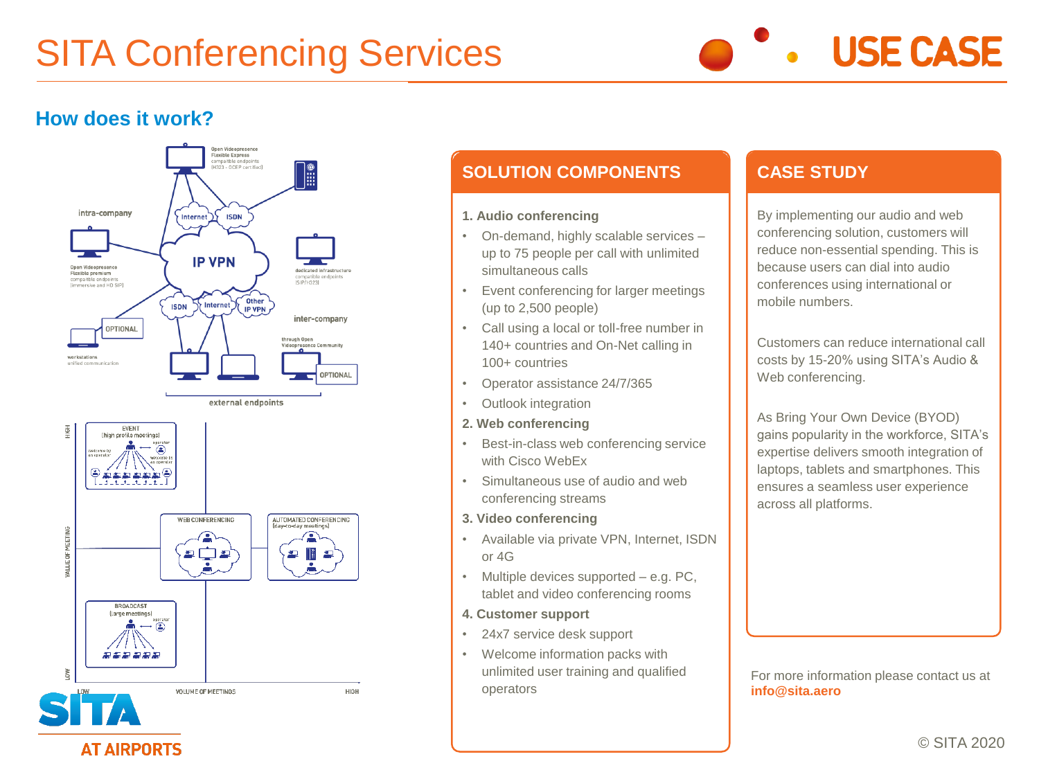# SITA Conferencing Services

USE CASE

## How does it work?

Open Videopresence
Flexible Express
compatible endpoints
(H323 - OCEP certified)

intra-company

Internet
ISDN

IP VPN

Open Videopresence
Flexible premium
compatible endpoints
(immersive and HD SIP)

dedicated infrastructure
compatible endpoints
(SIP/H323)

ISDN
Internet
Other IP VPN

inter-company

OPTIONAL

through Open
Videopresence Community

workstations
unified communication

OPTIONAL

external endpoints

HIGH
VALUE OF MEETING
LOW

EVENT
(high profile meetings)
operator
welcome by an operator
welcome by an operator

WEB CONFERENCING

AUTOMATED CONFERENCING
(day-to-day meetings)

BROADCAST
(large meetings)
operator

LOW
VOLUME OF MEETINGS
HIGH

## SOLUTION COMPONENTS

**1. Audio conferencing**

- On-demand, highly scalable services – up to 75 people per call with unlimited simultaneous calls
- Event conferencing for larger meetings (up to 2,500 people)
- Call using a local or toll-free number in 140+ countries and On-Net calling in 100+ countries
- Operator assistance 24/7/365
- Outlook integration

**2. Web conferencing**

- Best-in-class web conferencing service with Cisco WebEx
- Simultaneous use of audio and web conferencing streams

**3. Video conferencing**

- Available via private VPN, Internet, ISDN or 4G
- Multiple devices supported – e.g. PC, tablet and video conferencing rooms

**4. Customer support**

- 24x7 service desk support
- Welcome information packs with unlimited user training and qualified operators

## CASE STUDY

By implementing our audio and web conferencing solution, customers will reduce non-essential spending. This is because users can dial into audio conferences using international or mobile numbers.

Customers can reduce international call costs by 15-20% using SITA's Audio & Web conferencing.

As Bring Your Own Device (BYOD) gains popularity in the workforce, SITA's expertise delivers smooth integration of laptops, tablets and smartphones. This ensures a seamless user experience across all platforms.

For more information please contact us at **info@sita.aero**

SITA AT AIRPORTS

© SITA 2020